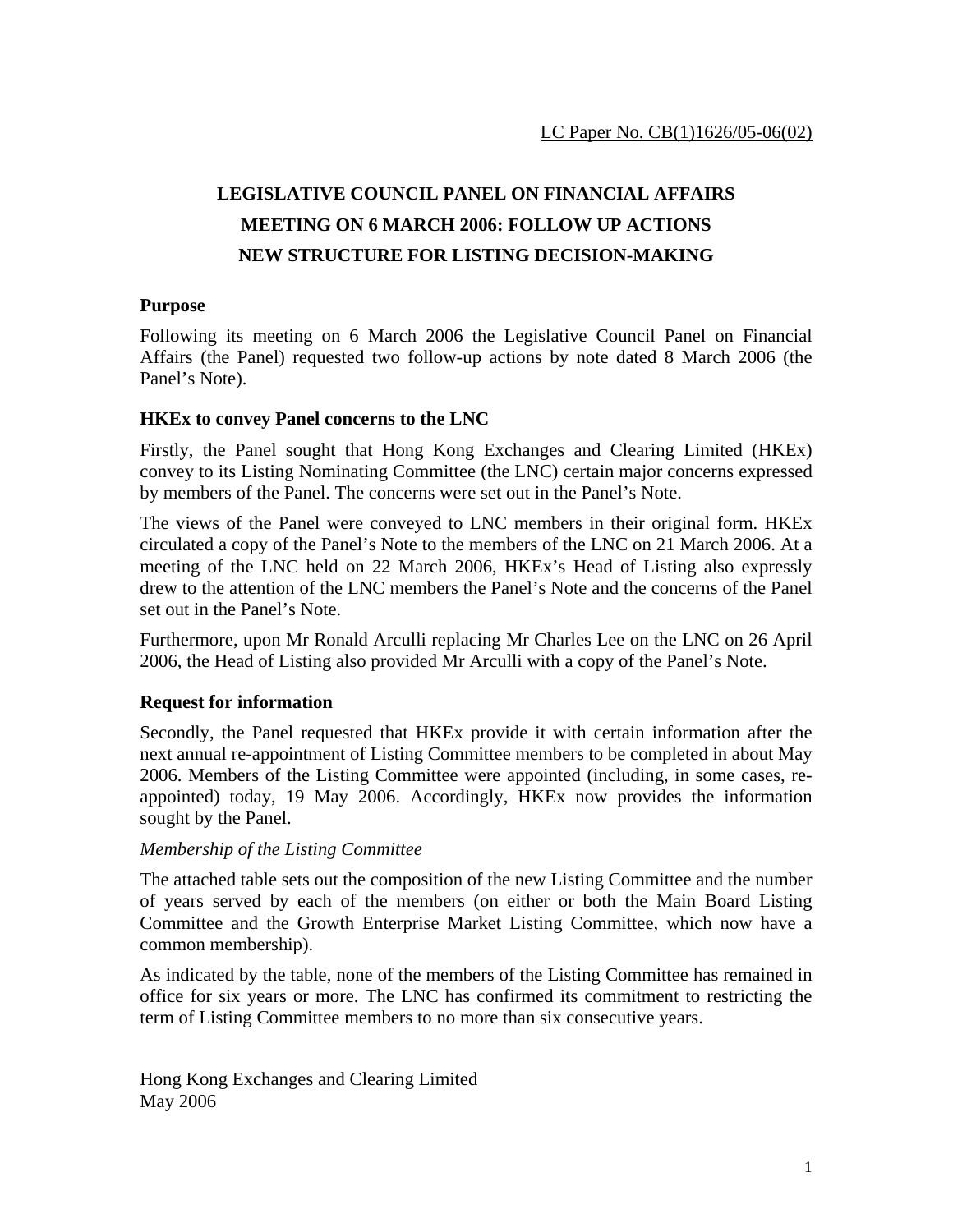LC Paper No. CB(1)1626/05-06(02)

# LEGISLATIVE COUNCIL PANEL ON FINANCIAL AFFAIRS
# MEETING ON 6 MARCH 2006: FOLLOW UP ACTIONS
# NEW STRUCTURE FOR LISTING DECISION-MAKING

## Purpose

Following its meeting on 6 March 2006 the Legislative Council Panel on Financial Affairs (the Panel) requested two follow-up actions by note dated 8 March 2006 (the Panel's Note).

## HKEx to convey Panel concerns to the LNC

Firstly, the Panel sought that Hong Kong Exchanges and Clearing Limited (HKEx) convey to its Listing Nominating Committee (the LNC) certain major concerns expressed by members of the Panel. The concerns were set out in the Panel's Note.

The views of the Panel were conveyed to LNC members in their original form. HKEx circulated a copy of the Panel's Note to the members of the LNC on 21 March 2006. At a meeting of the LNC held on 22 March 2006, HKEx's Head of Listing also expressly drew to the attention of the LNC members the Panel's Note and the concerns of the Panel set out in the Panel's Note.

Furthermore, upon Mr Ronald Arculli replacing Mr Charles Lee on the LNC on 26 April 2006, the Head of Listing also provided Mr Arculli with a copy of the Panel's Note.

## Request for information

Secondly, the Panel requested that HKEx provide it with certain information after the next annual re-appointment of Listing Committee members to be completed in about May 2006. Members of the Listing Committee were appointed (including, in some cases, re-appointed) today, 19 May 2006. Accordingly, HKEx now provides the information sought by the Panel.

### *Membership of the Listing Committee*

The attached table sets out the composition of the new Listing Committee and the number of years served by each of the members (on either or both the Main Board Listing Committee and the Growth Enterprise Market Listing Committee, which now have a common membership).

As indicated by the table, none of the members of the Listing Committee has remained in office for six years or more. The LNC has confirmed its commitment to restricting the term of Listing Committee members to no more than six consecutive years.

Hong Kong Exchanges and Clearing Limited
May 2006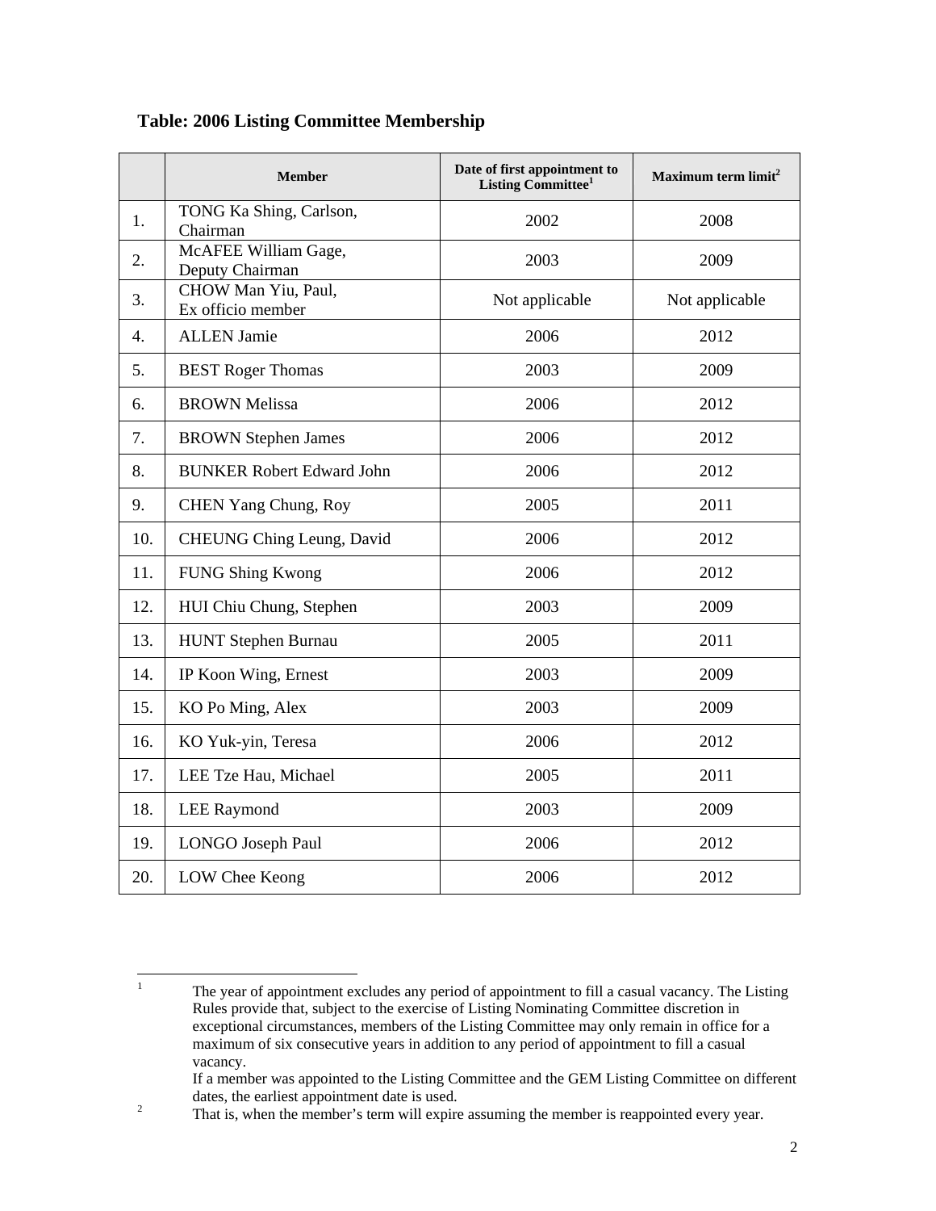**Table: 2006 Listing Committee Membership**

| | Member | Date of first appointment to Listing Committee[1] | Maximum term limit[2] |
|---|---|---|---|
| 1. | TONG Ka Shing, Carlson, Chairman | 2002 | 2008 |
| 2. | McAFEE William Gage, Deputy Chairman | 2003 | 2009 |
| 3. | CHOW Man Yiu, Paul, Ex officio member | Not applicable | Not applicable |
| 4. | ALLEN Jamie | 2006 | 2012 |
| 5. | BEST Roger Thomas | 2003 | 2009 |
| 6. | BROWN Melissa | 2006 | 2012 |
| 7. | BROWN Stephen James | 2006 | 2012 |
| 8. | BUNKER Robert Edward John | 2006 | 2012 |
| 9. | CHEN Yang Chung, Roy | 2005 | 2011 |
| 10. | CHEUNG Ching Leung, David | 2006 | 2012 |
| 11. | FUNG Shing Kwong | 2006 | 2012 |
| 12. | HUI Chiu Chung, Stephen | 2003 | 2009 |
| 13. | HUNT Stephen Burnau | 2005 | 2011 |
| 14. | IP Koon Wing, Ernest | 2003 | 2009 |
| 15. | KO Po Ming, Alex | 2003 | 2009 |
| 16. | KO Yuk-yin, Teresa | 2006 | 2012 |
| 17. | LEE Tze Hau, Michael | 2005 | 2011 |
| 18. | LEE Raymond | 2003 | 2009 |
| 19. | LONGO Joseph Paul | 2006 | 2012 |
| 20. | LOW Chee Keong | 2006 | 2012 |

[1] The year of appointment excludes any period of appointment to fill a casual vacancy. The Listing Rules provide that, subject to the exercise of Listing Nominating Committee discretion in exceptional circumstances, members of the Listing Committee may only remain in office for a maximum of six consecutive years in addition to any period of appointment to fill a casual vacancy.
If a member was appointed to the Listing Committee and the GEM Listing Committee on different dates, the earliest appointment date is used.

[2] That is, when the member's term will expire assuming the member is reappointed every year.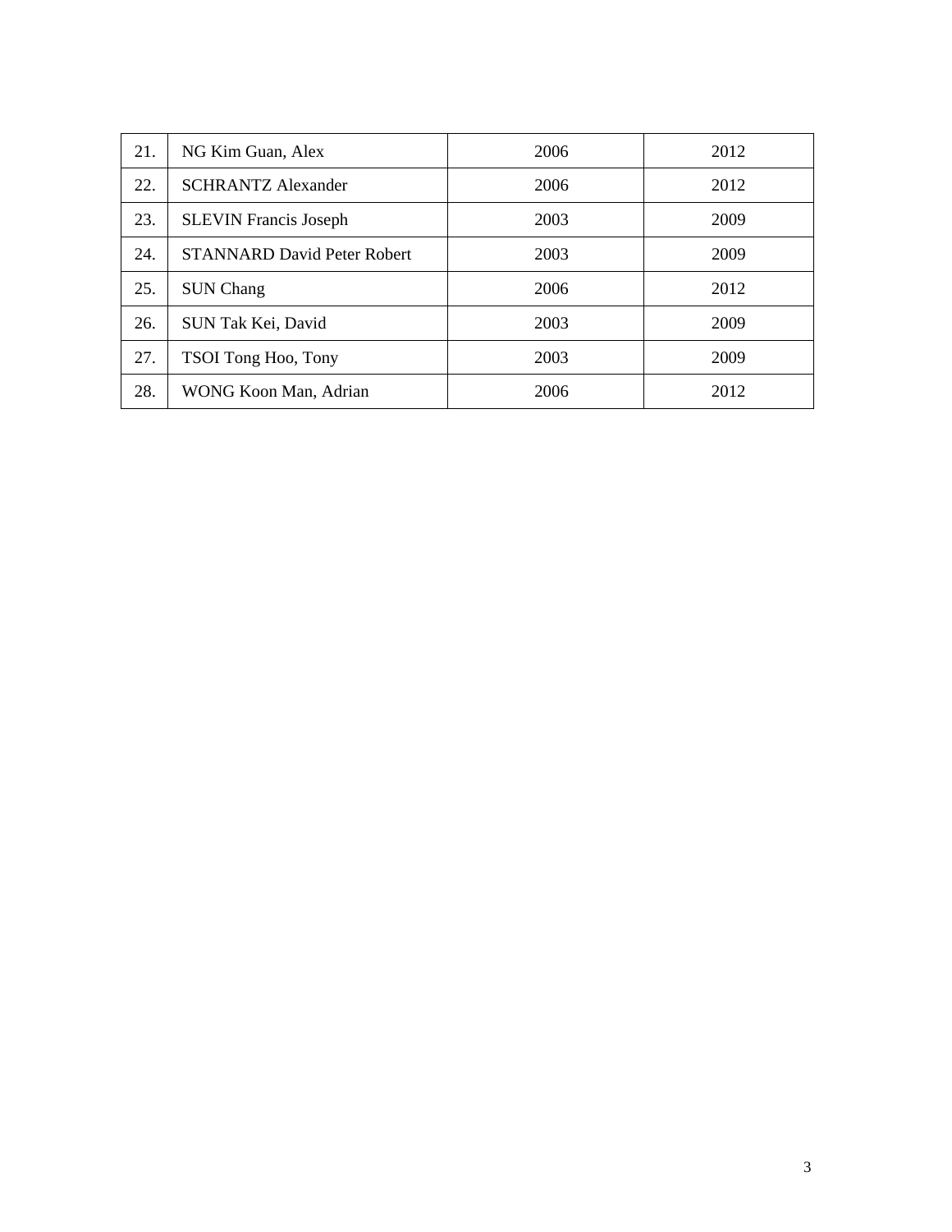| | | | |
|---|---|---|---|
| 21. | NG Kim Guan, Alex | 2006 | 2012 |
| 22. | SCHRANTZ Alexander | 2006 | 2012 |
| 23. | SLEVIN Francis Joseph | 2003 | 2009 |
| 24. | STANNARD David Peter Robert | 2003 | 2009 |
| 25. | SUN Chang | 2006 | 2012 |
| 26. | SUN Tak Kei, David | 2003 | 2009 |
| 27. | TSOI Tong Hoo, Tony | 2003 | 2009 |
| 28. | WONG Koon Man, Adrian | 2006 | 2012 |